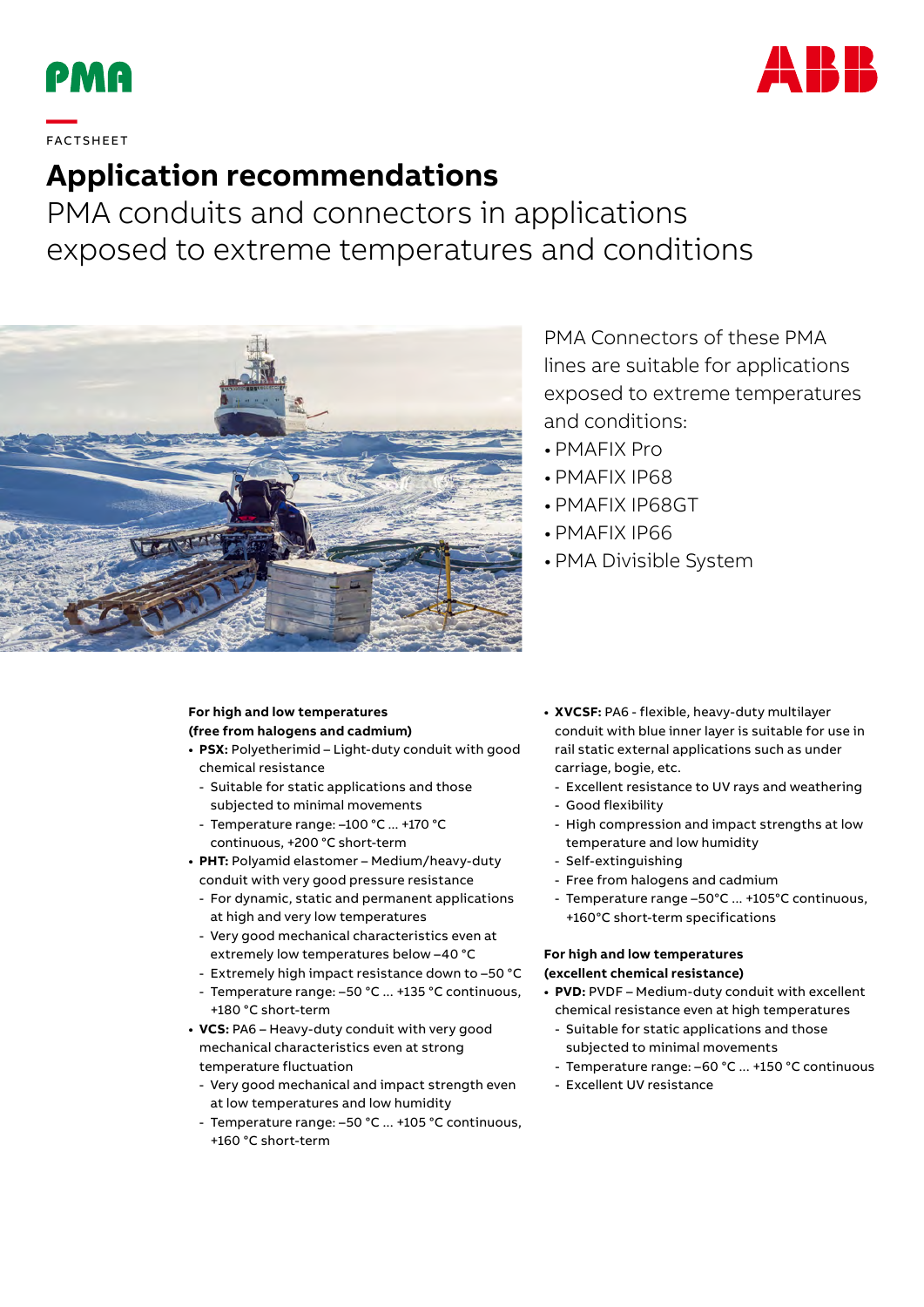PMA

FACTSHEET

# Application recommendations

## PMA conduits and connectors in applications exposed to extreme temperatures and conditions

PMA Connectors of these PMA lines are suitable for applications exposed to extreme temperatures and conditions:

- PMAFIX Pro
- PMAFIX IP68
- PMAFIX IP68GT
- PMAFIX IP66
- PMA Divisible System

**For high and low temperatures (free from halogens and cadmium)**

- **PSX:** Polyetherimid – Light-duty conduit with good chemical resistance
  - Suitable for static applications and those subjected to minimal movements
  - Temperature range: –100 °C ... +170 °C continuous, +200 °C short-term
- **PHT:** Polyamid elastomer – Medium/heavy-duty conduit with very good pressure resistance
  - For dynamic, static and permanent applications at high and very low temperatures
  - Very good mechanical characteristics even at extremely low temperatures below –40 °C
  - Extremely high impact resistance down to –50 °C
  - Temperature range: –50 °C ... +135 °C continuous, +180 °C short-term
- **VCS:** PA6 – Heavy-duty conduit with very good mechanical characteristics even at strong temperature fluctuation
  - Very good mechanical and impact strength even at low temperatures and low humidity
  - Temperature range: –50 °C ... +105 °C continuous, +160 °C short-term
- **XVCSF:** PA6 - flexible, heavy-duty multilayer conduit with blue inner layer is suitable for use in rail static external applications such as under carriage, bogie, etc.
  - Excellent resistance to UV rays and weathering
  - Good flexibility
  - High compression and impact strengths at low temperature and low humidity
  - Self-extinguishing
  - Free from halogens and cadmium
  - Temperature range –50°C ... +105°C continuous, +160°C short-term specifications

**For high and low temperatures (excellent chemical resistance)**

- **PVD:** PVDF – Medium-duty conduit with excellent chemical resistance even at high temperatures
  - Suitable for static applications and those subjected to minimal movements
  - Temperature range: –60 °C ... +150 °C continuous
  - Excellent UV resistance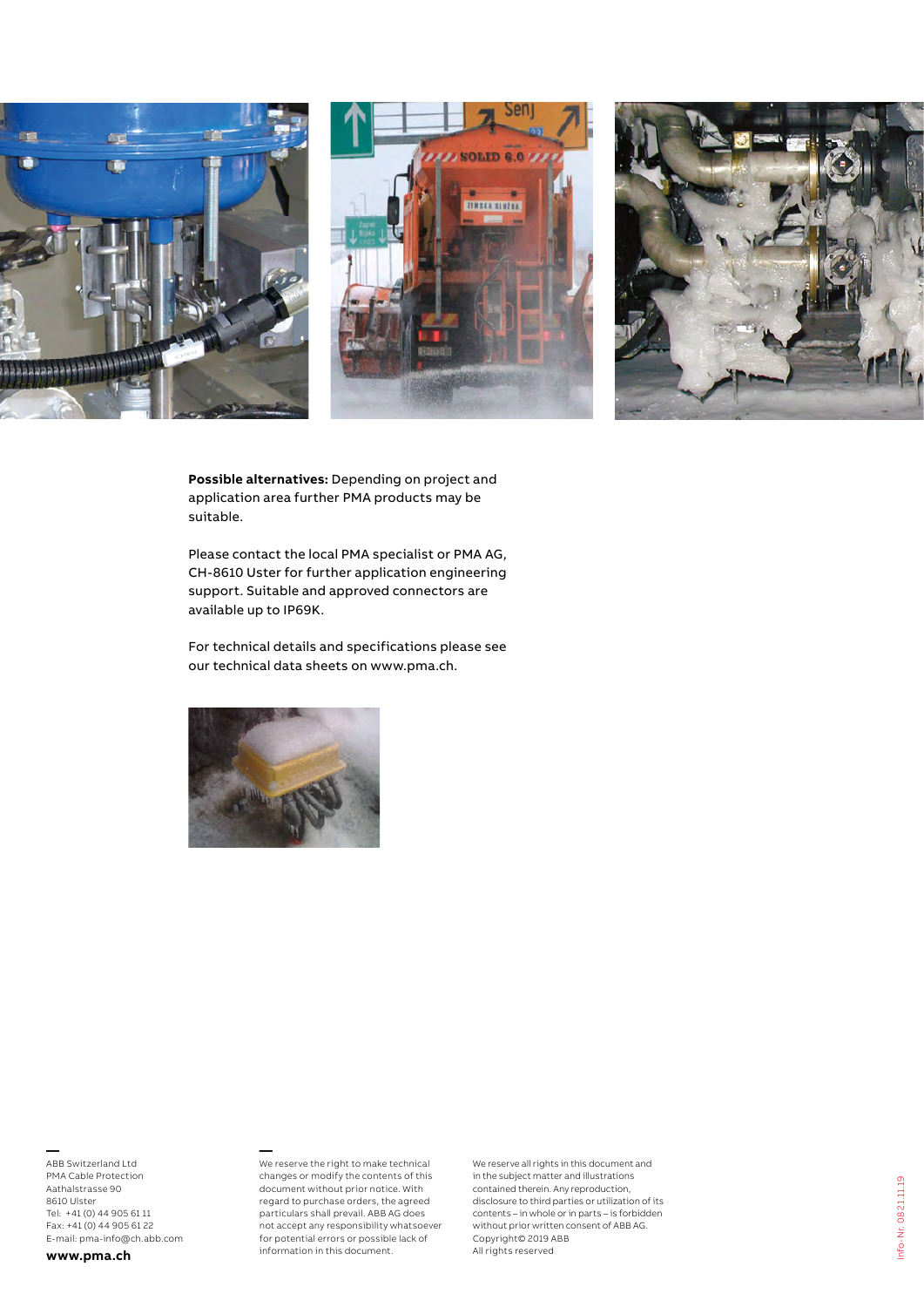**Possible alternatives:** Depending on project and application area further PMA products may be suitable.

Please contact the local PMA specialist or PMA AG, CH-8610 Uster for further application engineering support. Suitable and approved connectors are available up to IP69K.

For technical details and specifications please see our technical data sheets on www.pma.ch.

ABB Switzerland Ltd
PMA Cable Protection
Aathalstrasse 90
8610 Ulster
Tel: +41 (0) 44 905 61 11
Fax: +41 (0) 44 905 61 22
E-mail: pma-info@ch.abb.com

**www.pma.ch**

We reserve the right to make technical changes or modify the contents of this document without prior notice. With regard to purchase orders, the agreed particulars shall prevail. ABB AG does not accept any responsibility whatsoever for potential errors or possible lack of information in this document.

We reserve all rights in this document and in the subject matter and illustrations contained therein. Any reproduction, disclosure to third parties or utilization of its contents – in whole or in parts – is forbidden without prior written consent of ABB AG.
Copyright© 2019 ABB
All rights reserved

Info-Nr. 0821.11.19